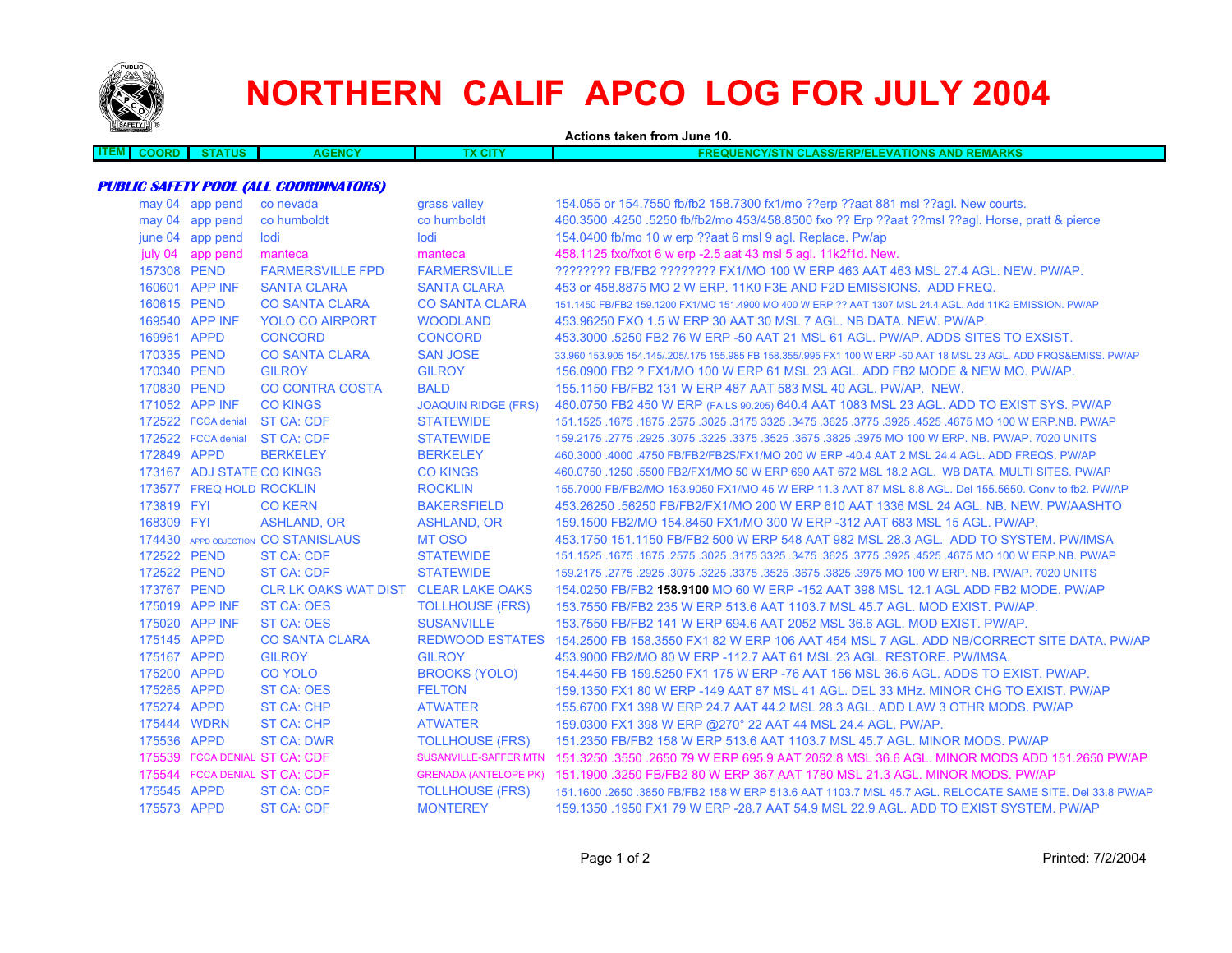# NORTHERN CALIF APCO LOG FOR JULY 2004

**Actions taken from June 10.**

| ITEM | COORD | STATUS | AGENCY | TX CITY | FREQUENCY/STN CLASS/ERP/ELEVATIONS AND REMARKS |
|---|---|---|---|---|---|
| ***PUBLIC SAFETY POOL (ALL COORDINATORS)*** | | | | | |
| | may 04 | app pend | co nevada | grass valley | 154.055 or 154.7550 fb/fb2 158.7300 fx1/mo ??erp ??aat 881 msl ??agl. New courts. |
| | may 04 | app pend | co humboldt | co humboldt | 460.3500 .4250 .5250 fb/fb2/mo 453/458.8500 fxo ?? Erp ??aat ??msl ??agl. Horse, pratt & pierce |
| | june 04 | app pend | lodi | lodi | 154.0400 fb/mo 10 w erp ??aat 6 msl 9 agl. Replace. Pw/ap |
| | july 04 | app pend | manteca | manteca | 458.1125 fxo/fxot 6 w erp -2.5 aat 43 msl 5 agl. 11k2f1d. New. |
| | 157308 | PEND | FARMERSVILLE FPD | FARMERSVILLE | ???????? FB/FB2 ???????? FX1/MO 100 W ERP 463 AAT 463 MSL 27.4 AGL. NEW. PW/AP. |
| | 160601 | APP INF | SANTA CLARA | SANTA CLARA | 453 or 458.8875 MO 2 W ERP. 11K0 F3E AND F2D EMISSIONS. ADD FREQ. |
| | 160615 | PEND | CO SANTA CLARA | CO SANTA CLARA | 151.1450 FB/FB2 159.1200 FX1/MO 151.4900 MO 400 W ERP ?? AAT 1307 MSL 24.4 AGL. Add 11K2 EMISSION. PW/AP |
| | 169540 | APP INF | YOLO CO AIRPORT | WOODLAND | 453.96250 FXO 1.5 W ERP 30 AAT 30 MSL 7 AGL. NB DATA. NEW. PW/AP. |
| | 169961 | APPD | CONCORD | CONCORD | 453.3000 .5250 FB2 76 W ERP -50 AAT 21 MSL 61 AGL. PW/AP. ADDS SITES TO EXSIST. |
| | 170335 | PEND | CO SANTA CLARA | SAN JOSE | 33.960 153.905 154.145/.205/.175 155.985 FB 158.355/.995 FX1 100 W ERP -50 AAT 18 MSL 23 AGL. ADD FRQS&EMISS. PW/AP |
| | 170340 | PEND | GILROY | GILROY | 156.0900 FB2 ? FX1/MO 100 W ERP 61 MSL 23 AGL. ADD FB2 MODE & NEW MO. PW/AP. |
| | 170830 | PEND | CO CONTRA COSTA | BALD | 155.1150 FB/FB2 131 W ERP 487 AAT 583 MSL 40 AGL. PW/AP. NEW. |
| | 171052 | APP INF | CO KINGS | JOAQUIN RIDGE (FRS) | 460.0750 FB2 450 W ERP (FAILS 90.205) 640.4 AAT 1083 MSL 23 AGL. ADD TO EXIST SYS. PW/AP |
| | 172522 | FCCA denial | ST CA: CDF | STATEWIDE | 151.1525 .1675 .1875 .2575 .3025 .3175 3325 .3475 .3625 .3775 .3925 .4525 .4675 MO 100 W ERP.NB. PW/AP |
| | 172522 | FCCA denial | ST CA: CDF | STATEWIDE | 159.2175 .2775 .2925 .3075 .3225 .3375 .3525 .3675 .3825 .3975 MO 100 W ERP. NB. PW/AP. 7020 UNITS |
| | 172849 | APPD | BERKELEY | BERKELEY | 460.3000 .4000 .4750 FB/FB2/FB2S/FX1/MO 200 W ERP -40.4 AAT 2 MSL 24.4 AGL. ADD FREQS. PW/AP |
| | 173167 | ADJ STATE | CO KINGS | CO KINGS | 460.0750 .1250 .5500 FB2/FX1/MO 50 W ERP 690 AAT 672 MSL 18.2 AGL. WB DATA. MULTI SITES. PW/AP |
| | 173577 | FREQ HOLD | ROCKLIN | ROCKLIN | 155.7000 FB/FB2/MO 153.9050 FX1/MO 45 W ERP 11.3 AAT 87 MSL 8.8 AGL. Del 155.5650. Conv to fb2. PW/AP |
| | 173819 | FYI | CO KERN | BAKERSFIELD | 453.26250 .56250 FB/FB2/FX1/MO 200 W ERP 610 AAT 1336 MSL 24 AGL. NB. NEW. PW/AASHTO |
| | 168309 | FYI | ASHLAND, OR | ASHLAND, OR | 159.1500 FB2/MO 154.8450 FX1/MO 300 W ERP -312 AAT 683 MSL 15 AGL. PW/AP. |
| | 174430 | APPD OBJECTION | CO STANISLAUS | MT OSO | 453.1750 151.1150 FB/FB2 500 W ERP 548 AAT 982 MSL 28.3 AGL. ADD TO SYSTEM. PW/IMSA |
| | 172522 | PEND | ST CA: CDF | STATEWIDE | 151.1525 .1675 .1875 .2575 .3025 .3175 3325 .3475 .3625 .3775 .3925 .4525 .4675 MO 100 W ERP.NB. PW/AP |
| | 172522 | PEND | ST CA: CDF | STATEWIDE | 159.2175 .2775 .2925 .3075 .3225 .3375 .3525 .3675 .3825 .3975 MO 100 W ERP. NB. PW/AP. 7020 UNITS |
| | 173767 | PEND | CLR LK OAKS WAT DIST | CLEAR LAKE OAKS | 154.0250 FB/FB2 **158.9100** MO 60 W ERP -152 AAT 398 MSL 12.1 AGL ADD FB2 MODE. PW/AP |
| | 175019 | APP INF | ST CA: OES | TOLLHOUSE (FRS) | 153.7550 FB/FB2 235 W ERP 513.6 AAT 1103.7 MSL 45.7 AGL. MOD EXIST. PW/AP. |
| | 175020 | APP INF | ST CA: OES | SUSANVILLE | 153.7550 FB/FB2 141 W ERP 694.6 AAT 2052 MSL 36.6 AGL. MOD EXIST. PW/AP. |
| | 175145 | APPD | CO SANTA CLARA | REDWOOD ESTATES | 154.2500 FB 158.3550 FX1 82 W ERP 106 AAT 454 MSL 7 AGL. ADD NB/CORRECT SITE DATA. PW/AP |
| | 175167 | APPD | GILROY | GILROY | 453.9000 FB2/MO 80 W ERP -112.7 AAT 61 MSL 23 AGL. RESTORE. PW/IMSA. |
| | 175200 | APPD | CO YOLO | BROOKS (YOLO) | 154.4450 FB 159.5250 FX1 175 W ERP -76 AAT 156 MSL 36.6 AGL. ADDS TO EXIST. PW/AP. |
| | 175265 | APPD | ST CA: OES | FELTON | 159.1350 FX1 80 W ERP -149 AAT 87 MSL 41 AGL. DEL 33 MHz. MINOR CHG TO EXIST. PW/AP |
| | 175274 | APPD | ST CA: CHP | ATWATER | 155.6700 FX1 398 W ERP 24.7 AAT 44.2 MSL 28.3 AGL. ADD LAW 3 OTHR MODS. PW/AP |
| | 175444 | WDRN | ST CA: CHP | ATWATER | 159.0300 FX1 398 W ERP @270° 22 AAT 44 MSL 24.4 AGL. PW/AP. |
| | 175536 | APPD | ST CA: DWR | TOLLHOUSE (FRS) | 151.2350 FB/FB2 158 W ERP 513.6 AAT 1103.7 MSL 45.7 AGL. MINOR MODS. PW/AP |
| | 175539 | FCCA DENIAL | ST CA: CDF | SUSANVILLE-SAFFER MTN | 151.3250 .3550 .2650 79 W ERP 695.9 AAT 2052.8 MSL 36.6 AGL. MINOR MODS ADD 151.2650 PW/AP |
| | 175544 | FCCA DENIAL | ST CA: CDF | GRENADA (ANTELOPE PK) | 151.1900 .3250 FB/FB2 80 W ERP 367 AAT 1780 MSL 21.3 AGL. MINOR MODS. PW/AP |
| | 175545 | APPD | ST CA: CDF | TOLLHOUSE (FRS) | 151.1600 .2650 .3850 FB/FB2 158 W ERP 513.6 AAT 1103.7 MSL 45.7 AGL. RELOCATE SAME SITE. Del 33.8 PW/AP |
| | 175573 | APPD | ST CA: CDF | MONTEREY | 159.1350 .1950 FX1 79 W ERP -28.7 AAT 54.9 MSL 22.9 AGL. ADD TO EXIST SYSTEM. PW/AP |

Printed: 7/2/2004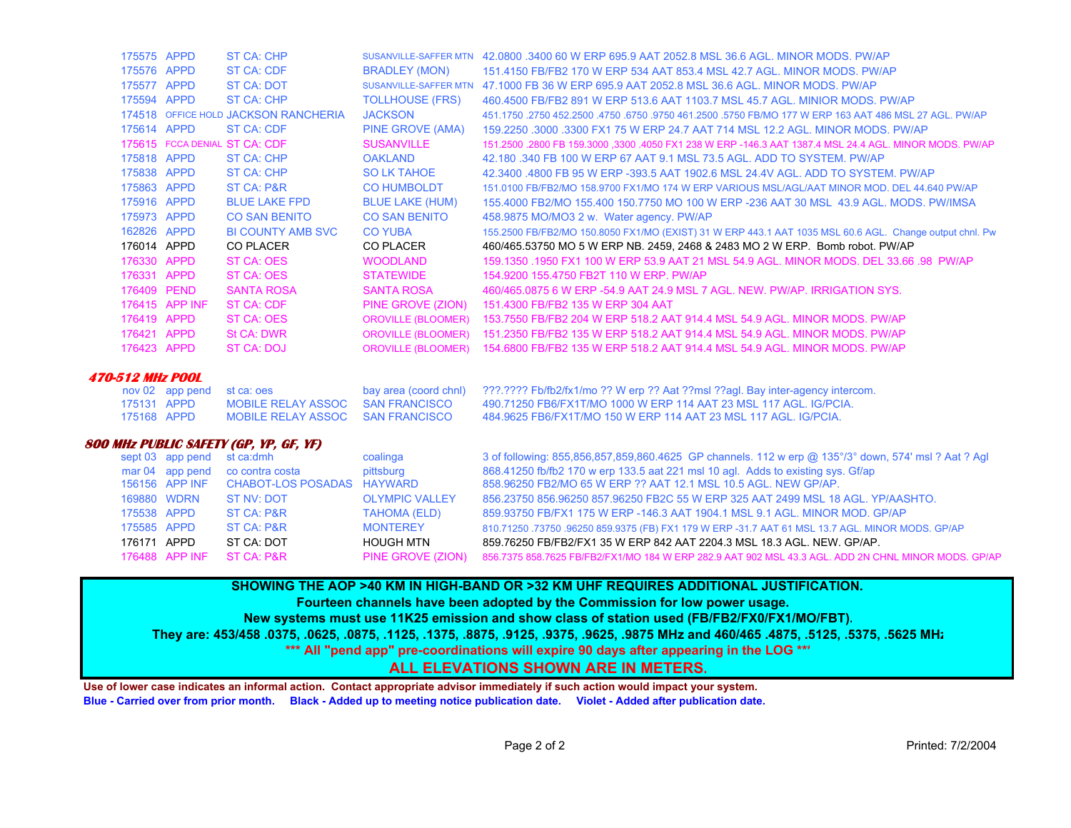| | | | | |
|---|---|---|---|---|
| 175575 | APPD | ST CA: CHP | SUSANVILLE-SAFFER MTN | 42.0800 .3400 60 W ERP 695.9 AAT 2052.8 MSL 36.6 AGL. MINOR MODS. PW/AP |
| 175576 | APPD | ST CA: CDF | BRADLEY (MON) | 151.4150 FB/FB2 170 W ERP 534 AAT 853.4 MSL 42.7 AGL. MINOR MODS. PW/AP |
| 175577 | APPD | ST CA: DOT | SUSANVILLE-SAFFER MTN | 47.1000 FB 36 W ERP 695.9 AAT 2052.8 MSL 36.6 AGL. MINOR MODS. PW/AP |
| 175594 | APPD | ST CA: CHP | TOLLHOUSE (FRS) | 460.4500 FB/FB2 891 W ERP 513.6 AAT 1103.7 MSL 45.7 AGL. MINIOR MODS. PW/AP |
| 174518 | OFFICE HOLD | JACKSON RANCHERIA | JACKSON | 451.1750 .2750 452.2500 .4750 .6750 .9750 461.2500 .5750 FB/MO 177 W ERP 163 AAT 486 MSL 27 AGL. PW/AP |
| 175614 | APPD | ST CA: CDF | PINE GROVE (AMA) | 159.2250 .3000 .3300 FX1 75 W ERP 24.7 AAT 714 MSL 12.2 AGL. MINOR MODS. PW/AP |
| 175615 | FCCA DENIAL | ST CA: CDF | SUSANVILLE | 151.2500 .2800 FB 159.3000 ,3300 .4050 FX1 238 W ERP -146.3 AAT 1387.4 MSL 24.4 AGL. MINOR MODS. PW/AP |
| 175818 | APPD | ST CA: CHP | OAKLAND | 42.180 .340 FB 100 W ERP 67 AAT 9.1 MSL 73.5 AGL. ADD TO SYSTEM. PW/AP |
| 175838 | APPD | ST CA: CHP | SO LK TAHOE | 42.3400 .4800 FB 95 W ERP -393.5 AAT 1902.6 MSL 24.4V AGL. ADD TO SYSTEM. PW/AP |
| 175863 | APPD | ST CA: P&R | CO HUMBOLDT | 151.0100 FB/FB2/MO 158.9700 FX1/MO 174 W ERP VARIOUS MSL/AGL/AAT MINOR MOD. DEL 44.640 PW/AP |
| 175916 | APPD | BLUE LAKE FPD | BLUE LAKE (HUM) | 155.4000 FB2/MO 155.400 150.7750 MO 100 W ERP -236 AAT 30 MSL 43.9 AGL. MODS. PW/IMSA |
| 175973 | APPD | CO SAN BENITO | CO SAN BENITO | 458.9875 MO/MO3 2 w. Water agency. PW/AP |
| 162826 | APPD | BI COUNTY AMB SVC | CO YUBA | 155.2500 FB/FB2/MO 150.8050 FX1/MO (EXIST) 31 W ERP 443.1 AAT 1035 MSL 60.6 AGL. Change output chnl. Pw |
| 176014 | APPD | CO PLACER | CO PLACER | 460/465.53750 MO 5 W ERP NB. 2459, 2468 & 2483 MO 2 W ERP. Bomb robot. PW/AP |
| 176330 | APPD | ST CA: OES | WOODLAND | 159.1350 .1950 FX1 100 W ERP 53.9 AAT 21 MSL 54.9 AGL. MINOR MODS. DEL 33.66 .98 PW/AP |
| 176331 | APPD | ST CA: OES | STATEWIDE | 154.9200 155.4750 FB2T 110 W ERP. PW/AP |
| 176409 | PEND | SANTA ROSA | SANTA ROSA | 460/465.0875 6 W ERP -54.9 AAT 24.9 MSL 7 AGL. NEW. PW/AP. IRRIGATION SYS. |
| 176415 | APP INF | ST CA: CDF | PINE GROVE (ZION) | 151.4300 FB/FB2 135 W ERP 304 AAT |
| 176419 | APPD | ST CA: OES | OROVILLE (BLOOMER) | 153.7550 FB/FB2 204 W ERP 518.2 AAT 914.4 MSL 54.9 AGL. MINOR MODS. PW/AP |
| 176421 | APPD | St CA: DWR | OROVILLE (BLOOMER) | 151.2350 FB/FB2 135 W ERP 518.2 AAT 914.4 MSL 54.9 AGL. MINOR MODS. PW/AP |
| 176423 | APPD | ST CA: DOJ | OROVILLE (BLOOMER) | 154.6800 FB/FB2 135 W ERP 518.2 AAT 914.4 MSL 54.9 AGL. MINOR MODS. PW/AP |

### *470-512 MHz POOL*

| | | | | |
|---|---|---|---|---|
| nov 02 | app pend | st ca: oes | bay area (coord chnl) | ???.???? Fb/fb2/fx1/mo ?? W erp ?? Aat ??msl ??agl. Bay inter-agency intercom. |
| 175131 | APPD | MOBILE RELAY ASSOC | SAN FRANCISCO | 490.71250 FB6/FX1T/MO 1000 W ERP 114 AAT 23 MSL 117 AGL. IG/PCIA. |
| 175168 | APPD | MOBILE RELAY ASSOC | SAN FRANCISCO | 484.9625 FB6/FX1T/MO 150 W ERP 114 AAT 23 MSL 117 AGL. IG/PCIA. |

### *800 MHz PUBLIC SAFETY (GP, YP, GF, YF)*

| | | | | |
|---|---|---|---|---|
| sept 03 | app pend | st ca:dmh | coalinga | 3 of following: 855,856,857,859,860.4625 GP channels. 112 w erp @ 135°/3° down, 574' msl ? Aat ? Agl |
| mar 04 | app pend | co contra costa | pittsburg | 868.41250 fb/fb2 170 w erp 133.5 aat 221 msl 10 agl. Adds to existing sys. Gf/ap |
| 156156 | APP INF | CHABOT-LOS POSADAS | HAYWARD | 858.96250 FB2/MO 65 W ERP ?? AAT 12.1 MSL 10.5 AGL. NEW GP/AP. |
| 169880 | WDRN | ST NV: DOT | OLYMPIC VALLEY | 856.23750 856.96250 857.96250 FB2C 55 W ERP 325 AAT 2499 MSL 18 AGL. YP/AASHTO. |
| 175538 | APPD | ST CA: P&R | TAHOMA (ELD) | 859.93750 FB/FX1 175 W ERP -146.3 AAT 1904.1 MSL 9.1 AGL. MINOR MOD. GP/AP |
| 175585 | APPD | ST CA: P&R | MONTEREY | 810.71250 .73750 .96250 859.9375 (FB) FX1 179 W ERP -31.7 AAT 61 MSL 13.7 AGL. MINOR MODS. GP/AP |
| 176171 | APPD | ST CA: DOT | HOUGH MTN | 859.76250 FB/FB2/FX1 35 W ERP 842 AAT 2204.3 MSL 18.3 AGL. NEW. GP/AP. |
| 176488 | APP INF | ST CA: P&R | PINE GROVE (ZION) | 856.7375 858.7625 FB/FB2/FX1/MO 184 W ERP 282.9 AAT 902 MSL 43.3 AGL. ADD 2N CHNL MINOR MODS. GP/AP |

**SHOWING THE AOP >40 KM IN HIGH-BAND OR >32 KM UHF REQUIRES ADDITIONAL JUSTIFICATION.**

**Fourteen channels have been adopted by the Commission for low power usage.**

**New systems must use 11K25 emission and show class of station used (FB/FB2/FX0/FX1/MO/FBT).**

**They are: 453/458 .0375, .0625, .0875, .1125, .1375, .8875, .9125, .9375, .9625, .9875 MHz and 460/465 .4875, .5125, .5375, .5625 MHz**

**\*\*\* All "pend app" pre-coordinations will expire 90 days after appearing in the LOG \*\*\***

**ALL ELEVATIONS SHOWN ARE IN METERS.**

**Use of lower case indicates an informal action. Contact appropriate advisor immediately if such action would impact your system.**

**Blue - Carried over from prior month. Black - Added up to meeting notice publication date. Violet - Added after publication date.**

Printed: 7/2/2004